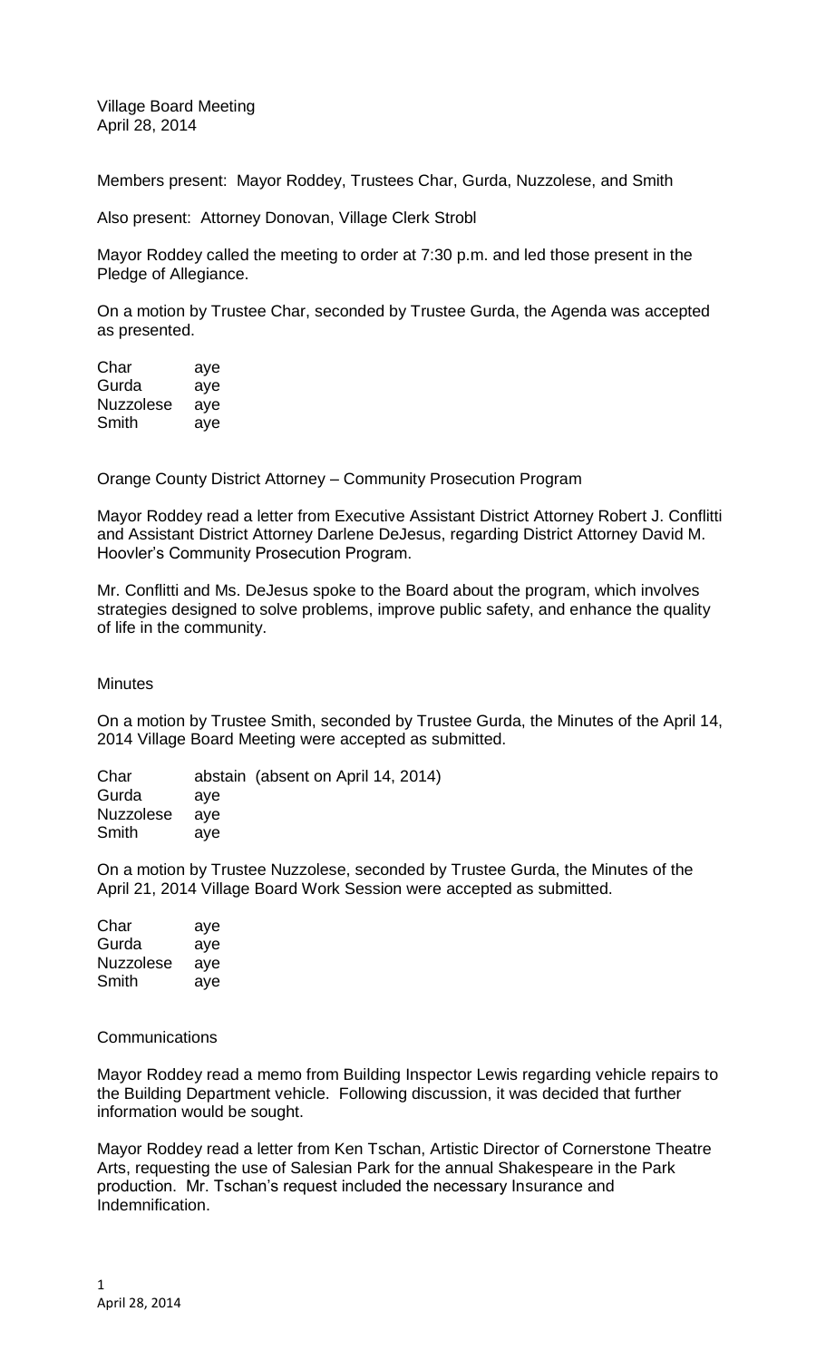Village Board Meeting
April 28, 2014

Members present: Mayor Roddey, Trustees Char, Gurda, Nuzzolese, and Smith

Also present: Attorney Donovan, Village Clerk Strobl

Mayor Roddey called the meeting to order at 7:30 p.m. and led those present in the Pledge of Allegiance.

On a motion by Trustee Char, seconded by Trustee Gurda, the Agenda was accepted as presented.

| | |
|---|---|
| Char | aye |
| Gurda | aye |
| Nuzzolese | aye |
| Smith | aye |

Orange County District Attorney – Community Prosecution Program

Mayor Roddey read a letter from Executive Assistant District Attorney Robert J. Conflitti and Assistant District Attorney Darlene DeJesus, regarding District Attorney David M. Hoovler's Community Prosecution Program.

Mr. Conflitti and Ms. DeJesus spoke to the Board about the program, which involves strategies designed to solve problems, improve public safety, and enhance the quality of life in the community.

Minutes

On a motion by Trustee Smith, seconded by Trustee Gurda, the Minutes of the April 14, 2014 Village Board Meeting were accepted as submitted.

| | |
|---|---|
| Char | abstain (absent on April 14, 2014) |
| Gurda | aye |
| Nuzzolese | aye |
| Smith | aye |

On a motion by Trustee Nuzzolese, seconded by Trustee Gurda, the Minutes of the April 21, 2014 Village Board Work Session were accepted as submitted.

| | |
|---|---|
| Char | aye |
| Gurda | aye |
| Nuzzolese | aye |
| Smith | aye |

Communications

Mayor Roddey read a memo from Building Inspector Lewis regarding vehicle repairs to the Building Department vehicle. Following discussion, it was decided that further information would be sought.

Mayor Roddey read a letter from Ken Tschan, Artistic Director of Cornerstone Theatre Arts, requesting the use of Salesian Park for the annual Shakespeare in the Park production. Mr. Tschan's request included the necessary Insurance and Indemnification.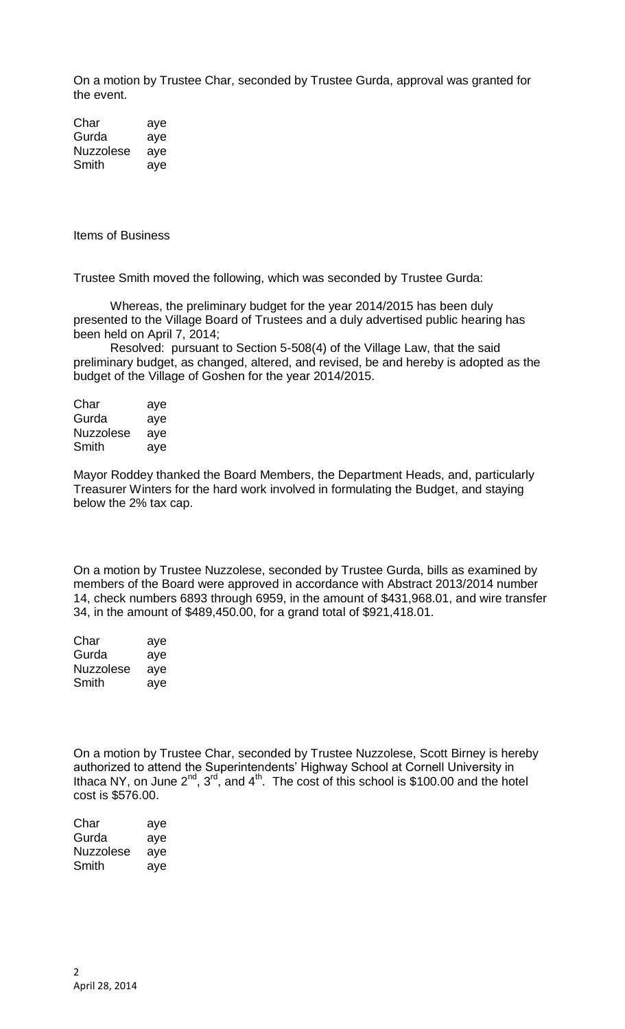On a motion by Trustee Char, seconded by Trustee Gurda, approval was granted for the event.

| | |
|---|---|
| Char | aye |
| Gurda | aye |
| Nuzzolese | aye |
| Smith | aye |

Items of Business

Trustee Smith moved the following, which was seconded by Trustee Gurda:

Whereas, the preliminary budget for the year 2014/2015 has been duly presented to the Village Board of Trustees and a duly advertised public hearing has been held on April 7, 2014;

Resolved: pursuant to Section 5-508(4) of the Village Law, that the said preliminary budget, as changed, altered, and revised, be and hereby is adopted as the budget of the Village of Goshen for the year 2014/2015.

| | |
|---|---|
| Char | aye |
| Gurda | aye |
| Nuzzolese | aye |
| Smith | aye |

Mayor Roddey thanked the Board Members, the Department Heads, and, particularly Treasurer Winters for the hard work involved in formulating the Budget, and staying below the 2% tax cap.

On a motion by Trustee Nuzzolese, seconded by Trustee Gurda, bills as examined by members of the Board were approved in accordance with Abstract 2013/2014 number 14, check numbers 6893 through 6959, in the amount of $431,968.01, and wire transfer 34, in the amount of $489,450.00, for a grand total of $921,418.01.

| | |
|---|---|
| Char | aye |
| Gurda | aye |
| Nuzzolese | aye |
| Smith | aye |

On a motion by Trustee Char, seconded by Trustee Nuzzolese, Scott Birney is hereby authorized to attend the Superintendents' Highway School at Cornell University in Ithaca NY, on June 2nd, 3rd, and 4th. The cost of this school is $100.00 and the hotel cost is $576.00.

| | |
|---|---|
| Char | aye |
| Gurda | aye |
| Nuzzolese | aye |
| Smith | aye |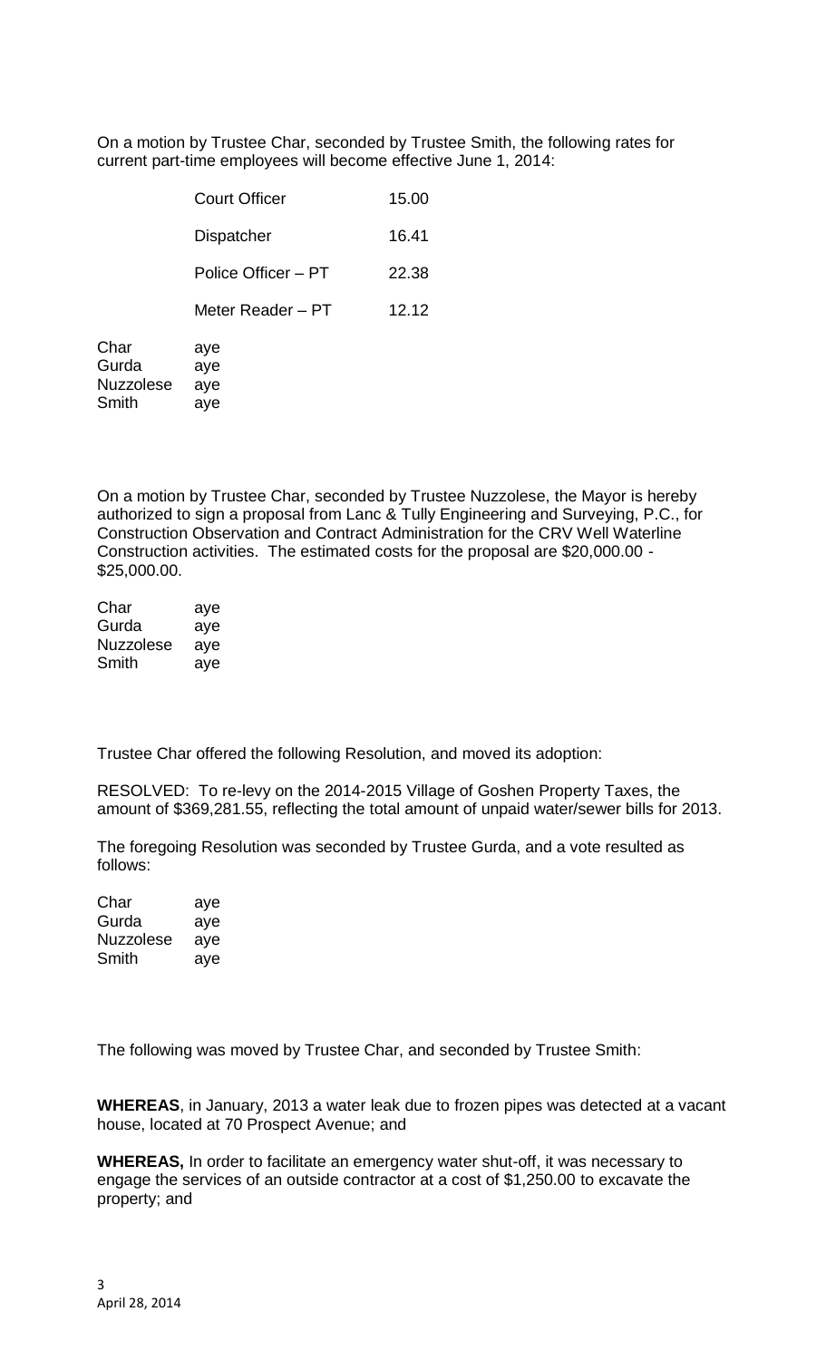On a motion by Trustee Char, seconded by Trustee Smith, the following rates for current part-time employees will become effective June 1, 2014:

| | |
|---|---|
| Court Officer | 15.00 |
| Dispatcher | 16.41 |
| Police Officer – PT | 22.38 |
| Meter Reader – PT | 12.12 |

| | |
|---|---|
| Char | aye |
| Gurda | aye |
| Nuzzolese | aye |
| Smith | aye |

On a motion by Trustee Char, seconded by Trustee Nuzzolese, the Mayor is hereby authorized to sign a proposal from Lanc & Tully Engineering and Surveying, P.C., for Construction Observation and Contract Administration for the CRV Well Waterline Construction activities. The estimated costs for the proposal are $20,000.00 - $25,000.00.

| | |
|---|---|
| Char | aye |
| Gurda | aye |
| Nuzzolese | aye |
| Smith | aye |

Trustee Char offered the following Resolution, and moved its adoption:

RESOLVED: To re-levy on the 2014-2015 Village of Goshen Property Taxes, the amount of $369,281.55, reflecting the total amount of unpaid water/sewer bills for 2013.

The foregoing Resolution was seconded by Trustee Gurda, and a vote resulted as follows:

| | |
|---|---|
| Char | aye |
| Gurda | aye |
| Nuzzolese | aye |
| Smith | aye |

The following was moved by Trustee Char, and seconded by Trustee Smith:

**WHEREAS**, in January, 2013 a water leak due to frozen pipes was detected at a vacant house, located at 70 Prospect Avenue; and

**WHEREAS,** In order to facilitate an emergency water shut-off, it was necessary to engage the services of an outside contractor at a cost of $1,250.00 to excavate the property; and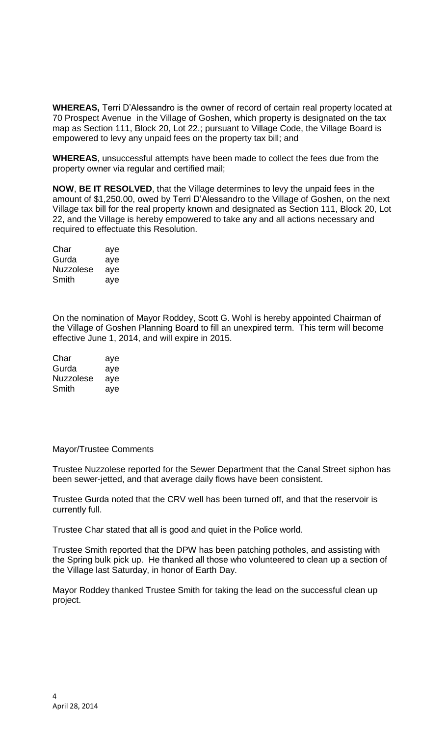**WHEREAS,** Terri D'Alessandro is the owner of record of certain real property located at 70 Prospect Avenue in the Village of Goshen, which property is designated on the tax map as Section 111, Block 20, Lot 22.; pursuant to Village Code, the Village Board is empowered to levy any unpaid fees on the property tax bill; and

**WHEREAS**, unsuccessful attempts have been made to collect the fees due from the property owner via regular and certified mail;

**NOW**, **BE IT RESOLVED**, that the Village determines to levy the unpaid fees in the amount of $1,250.00, owed by Terri D'Alessandro to the Village of Goshen, on the next Village tax bill for the real property known and designated as Section 111, Block 20, Lot 22, and the Village is hereby empowered to take any and all actions necessary and required to effectuate this Resolution.

Char aye
Gurda aye
Nuzzolese aye
Smith aye

On the nomination of Mayor Roddey, Scott G. Wohl is hereby appointed Chairman of the Village of Goshen Planning Board to fill an unexpired term. This term will become effective June 1, 2014, and will expire in 2015.

Char aye
Gurda aye
Nuzzolese aye
Smith aye

Mayor/Trustee Comments

Trustee Nuzzolese reported for the Sewer Department that the Canal Street siphon has been sewer-jetted, and that average daily flows have been consistent.

Trustee Gurda noted that the CRV well has been turned off, and that the reservoir is currently full.

Trustee Char stated that all is good and quiet in the Police world.

Trustee Smith reported that the DPW has been patching potholes, and assisting with the Spring bulk pick up. He thanked all those who volunteered to clean up a section of the Village last Saturday, in honor of Earth Day.

Mayor Roddey thanked Trustee Smith for taking the lead on the successful clean up project.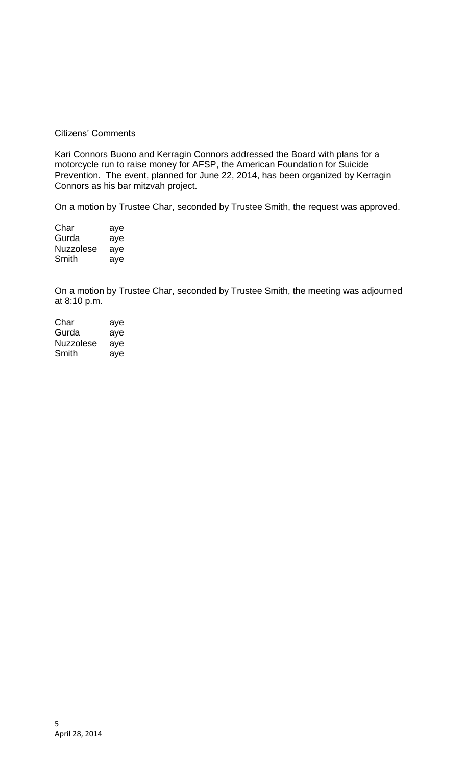Citizens' Comments

Kari Connors Buono and Kerragin Connors addressed the Board with plans for a motorcycle run to raise money for AFSP, the American Foundation for Suicide Prevention. The event, planned for June 22, 2014, has been organized by Kerragin Connors as his bar mitzvah project.

On a motion by Trustee Char, seconded by Trustee Smith, the request was approved.

| | |
|---|---|
| Char | aye |
| Gurda | aye |
| Nuzzolese | aye |
| Smith | aye |

On a motion by Trustee Char, seconded by Trustee Smith, the meeting was adjourned at 8:10 p.m.

| | |
|---|---|
| Char | aye |
| Gurda | aye |
| Nuzzolese | aye |
| Smith | aye |